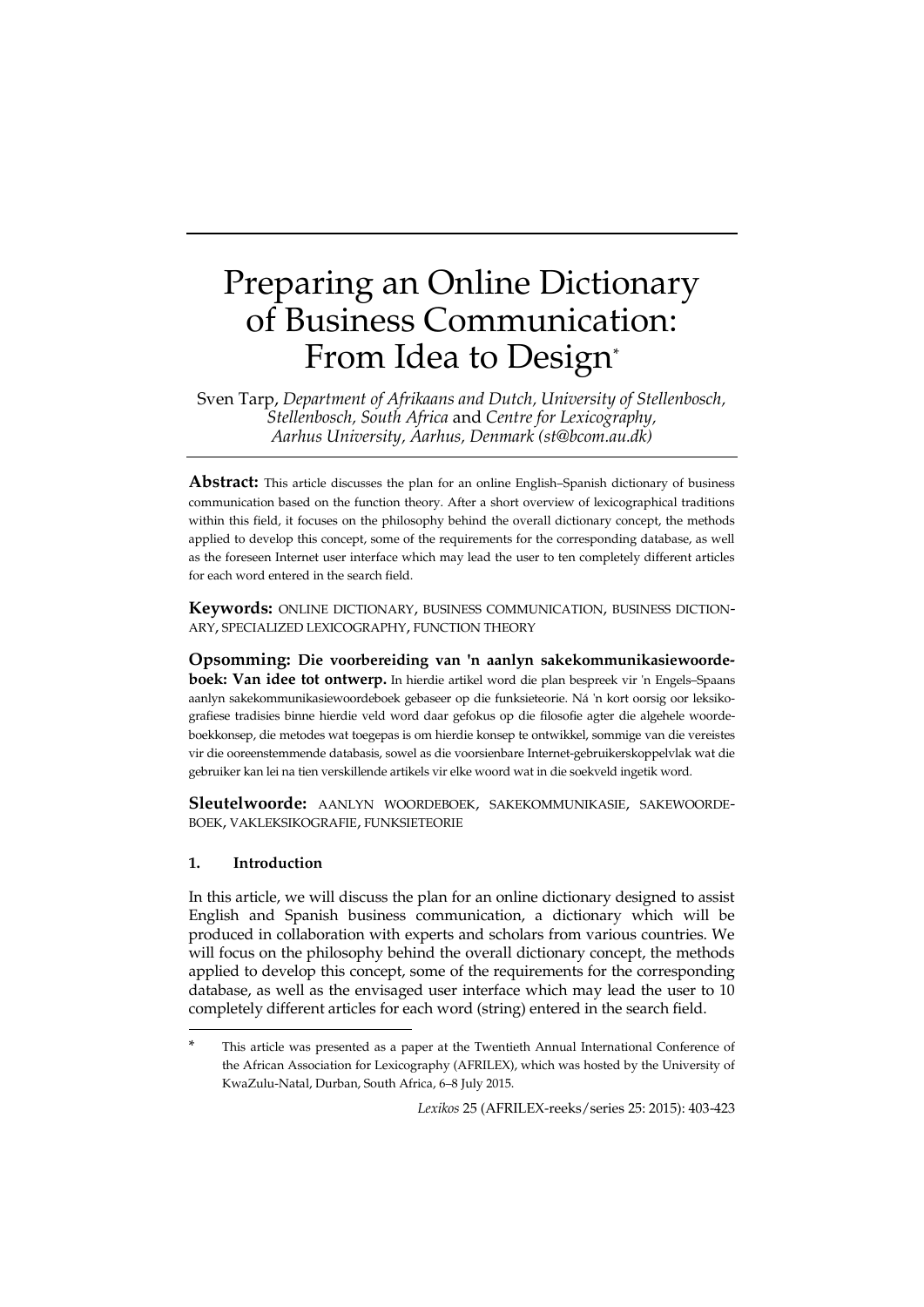# Preparing an Online Dictionary of Business Communication: From Idea to Design*

Sven Tarp, *Department of Afrikaans and Dutch, University of Stellenbosch, Stellenbosch, South Africa* and *Centre for Lexicography, Aarhus University, Aarhus, Denmark (st@bcom.au.dk)*

**Abstract:** This article discusses the plan for an online English–Spanish dictionary of business communication based on the function theory. After a short overview of lexicographical traditions within this field, it focuses on the philosophy behind the overall dictionary concept, the methods applied to develop this concept, some of the requirements for the corresponding database, as well as the foreseen Internet user interface which may lead the user to ten completely different articles for each word entered in the search field.

**Keywords:** ONLINE DICTIONARY, BUSINESS COMMUNICATION, BUSINESS DICTIONARY, SPECIALIZED LEXICOGRAPHY, FUNCTION THEORY

**Opsomming: Die voorbereiding van 'n aanlyn sakekommunikasiewoordeboek: Van idee tot ontwerp.** In hierdie artikel word die plan bespreek vir 'n Engels–Spaans aanlyn sakekommunikasiewoordeboek gebaseer op die funksieteorie. Ná 'n kort oorsig oor leksikografiese tradisies binne hierdie veld word daar gefokus op die filosofie agter die algehele woordeboekkonsep, die metodes wat toegepas is om hierdie konsep te ontwikkel, sommige van die vereistes vir die ooreenstemmende databasis, sowel as die voorsienbare Internet-gebruikerskoppelvlak wat die gebruiker kan lei na tien verskillende artikels vir elke woord wat in die soekveld ingetik word.

**Sleutelwoorde:** AANLYN WOORDEBOEK, SAKEKOMMUNIKASIE, SAKEWOORDEBOEK, VAKLEKSIKOGRAFIE, FUNKSIETEORIE

## 1. Introduction

In this article, we will discuss the plan for an online dictionary designed to assist English and Spanish business communication, a dictionary which will be produced in collaboration with experts and scholars from various countries. We will focus on the philosophy behind the overall dictionary concept, the methods applied to develop this concept, some of the requirements for the corresponding database, as well as the envisaged user interface which may lead the user to 10 completely different articles for each word (string) entered in the search field.

---

\* This article was presented as a paper at the Twentieth Annual International Conference of the African Association for Lexicography (AFRILEX), which was hosted by the University of KwaZulu-Natal, Durban, South Africa, 6–8 July 2015.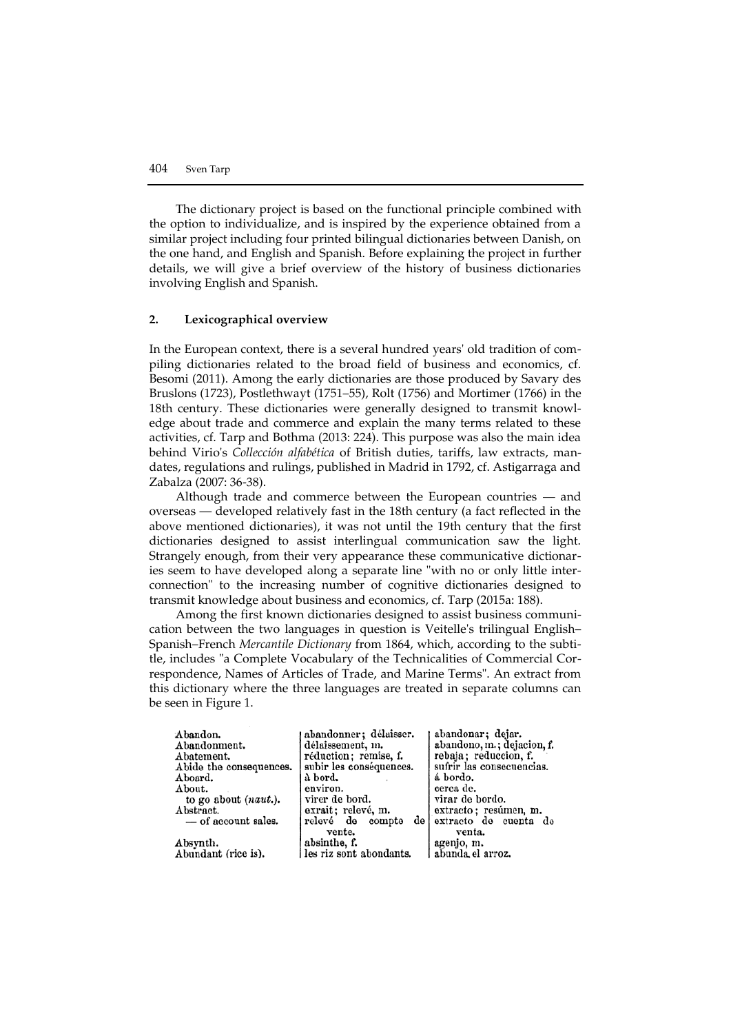The dictionary project is based on the functional principle combined with the option to individualize, and is inspired by the experience obtained from a similar project including four printed bilingual dictionaries between Danish, on the one hand, and English and Spanish. Before explaining the project in further details, we will give a brief overview of the history of business dictionaries involving English and Spanish.

## 2. Lexicographical overview

In the European context, there is a several hundred years' old tradition of compiling dictionaries related to the broad field of business and economics, cf. Besomi (2011). Among the early dictionaries are those produced by Savary des Bruslons (1723), Postlethwayt (1751–55), Rolt (1756) and Mortimer (1766) in the 18th century. These dictionaries were generally designed to transmit knowledge about trade and commerce and explain the many terms related to these activities, cf. Tarp and Bothma (2013: 224). This purpose was also the main idea behind Virio's *Collección alfabética* of British duties, tariffs, law extracts, mandates, regulations and rulings, published in Madrid in 1792, cf. Astigarraga and Zabalza (2007: 36-38).

Although trade and commerce between the European countries — and overseas — developed relatively fast in the 18th century (a fact reflected in the above mentioned dictionaries), it was not until the 19th century that the first dictionaries designed to assist interlingual communication saw the light. Strangely enough, from their very appearance these communicative dictionaries seem to have developed along a separate line "with no or only little interconnection" to the increasing number of cognitive dictionaries designed to transmit knowledge about business and economics, cf. Tarp (2015a: 188).

Among the first known dictionaries designed to assist business communication between the two languages in question is Veitelle's trilingual English–Spanish–French *Mercantile Dictionary* from 1864, which, according to the subtitle, includes "a Complete Vocabulary of the Technicalities of Commercial Correspondence, Names of Articles of Trade, and Marine Terms". An extract from this dictionary where the three languages are treated in separate columns can be seen in Figure 1.

| | | |
|---|---|---|
| Abandon. | abandonner; délaisser. | abandonar; dejar. |
| Abandonment. | délaissement, m. | abandono, m.; dejacion, f. |
| Abatement. | réduction; remise, f. | rebaja; reduccion, f. |
| Abide the consequences. | subir les conséquences. | sufrir las consecuencias. |
| Aboard. | à bord. | á bordo. |
| About. | environ. | cerca de. |
| to go about (*naut.*). | virer de bord. | virar de bordo. |
| Abstract. | exrait; relevé, m. | extracto; resúmen, m. |
| — of account sales. | relevé de compte de vente. | extracto de cuenta de venta. |
| Absynth. | absinthe, f. | agenjo, m. |
| Abundant (rice is). | les riz sont abondants. | abunda el arroz. |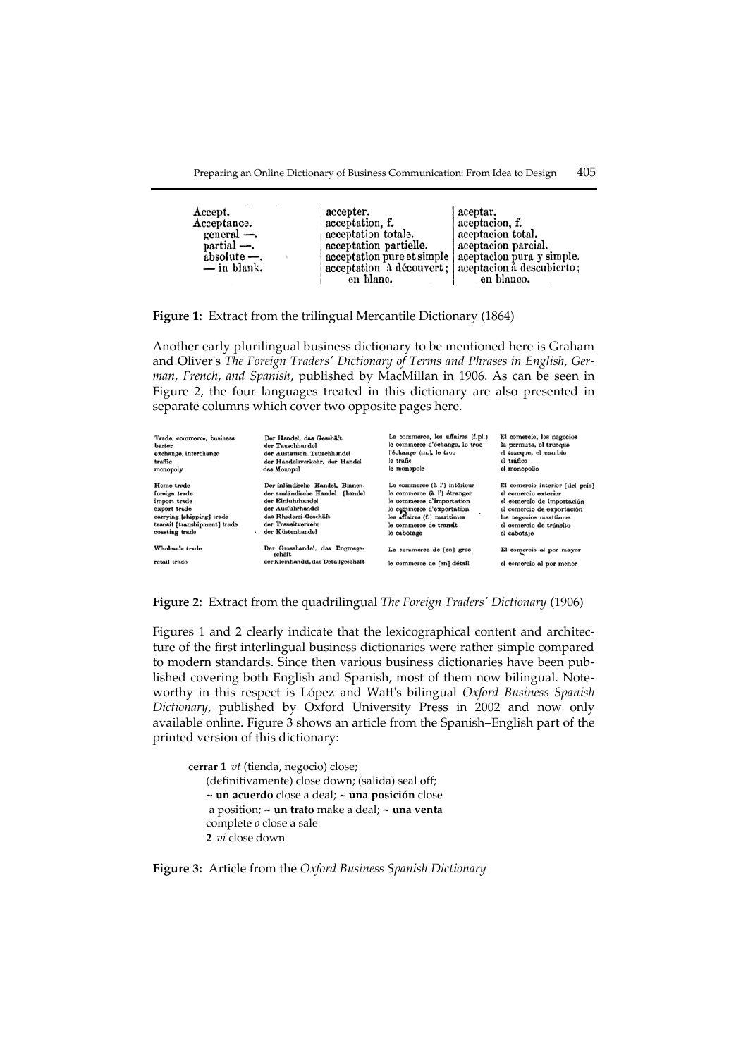| Accept. | accepter. | aceptar. |
|---|---|---|
| Acceptance. | acceptation, f. | aceptacion, f. |
| general —. | acceptation totale. | aceptacion total. |
| partial —. | acceptation partielle. | aceptacion parcial. |
| absolute —. | acceptation pure et simple | aceptacion pura y simple. |
| — in blank. | acceptation à découvert; en blanc. | aceptacion à descubierto; en blanco. |

**Figure 1:** Extract from the trilingual Mercantile Dictionary (1864)

Another early plurilingual business dictionary to be mentioned here is Graham and Oliver's *The Foreign Traders' Dictionary of Terms and Phrases in English, German, French, and Spanish*, published by MacMillan in 1906. As can be seen in Figure 2, the four languages treated in this dictionary are also presented in separate columns which cover two opposite pages here.

| Trade, commerce, business | Der Handel, das Geschäft | Le commerce, les affaires (f.pl.) | El comercio, los negocios |
|---|---|---|---|
| barter | der Tauschhandel | le commerce d'échange, le troc | la permuta, el trueque |
| exchange, interchange | der Austausch, Tauschhandel | l'échange (m.), le troc | el trueque, el cambio |
| traffic | der Handelsverkehr, der Handel | le trafic | el tráfico |
| monopoly | das Monopol | le monopole | el monopolio |
| Home trade | Der inländische Handel, Binnenhandel | Le commerce (à l') intérieur | El comercio interior [del país] |
| foreign trade | der ausländische Handel | le commerce (à l') étranger | el comercio exterior |
| import trade | der Einfuhrhandel | le commerce d'importation | el comercio de importación |
| export trade | der Ausfuhrhandel | le commerce d'exportation | el comercio de exportación |
| carrying [shipping] trade | das Rhederei-Geschäft | les affaires (f.) maritimes | los negocios marítimos |
| transit [transhipment] trade | der Transitverkehr | le commerce de transit | el comercio de tránsito |
| coasting trade | der Küstenhandel | le cabotage | el cabotaje |
| Wholesale trade | Der Grosshandel, das Engrosgeschäft | Le commerce de [en] gros | El comercio al por mayor |
| retail trade | der Kleinhandel, das Detailgeschäft | le commerce de [en] détail | el comercio al por menor |

**Figure 2:** Extract from the quadrilingual *The Foreign Traders' Dictionary* (1906)

Figures 1 and 2 clearly indicate that the lexicographical content and architecture of the first interlingual business dictionaries were rather simple compared to modern standards. Since then various business dictionaries have been published covering both English and Spanish, most of them now bilingual. Noteworthy in this respect is López and Watt's bilingual *Oxford Business Spanish Dictionary*, published by Oxford University Press in 2002 and now only available online. Figure 3 shows an article from the Spanish–English part of the printed version of this dictionary:

> **cerrar 1** *vt* (tienda, negocio) close;
> (definitivamente) close down; (salida) seal off;
> **~ un acuerdo** close a deal; **~ una posición** close a position; **~ un trato** make a deal; **~ una venta** complete *o* close a sale
> **2** *vi* close down

**Figure 3:** Article from the *Oxford Business Spanish Dictionary*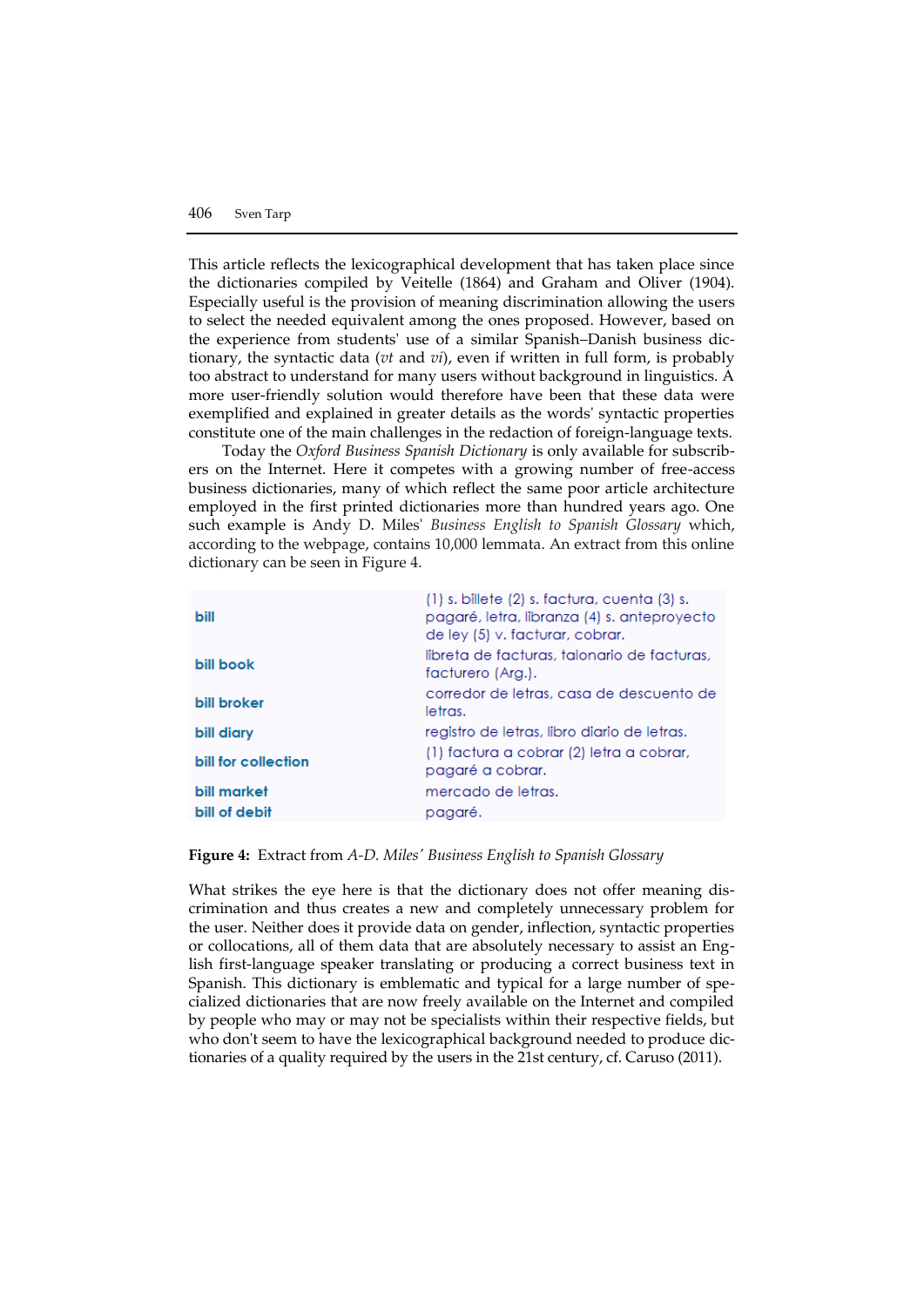This article reflects the lexicographical development that has taken place since the dictionaries compiled by Veitelle (1864) and Graham and Oliver (1904). Especially useful is the provision of meaning discrimination allowing the users to select the needed equivalent among the ones proposed. However, based on the experience from students' use of a similar Spanish–Danish business dictionary, the syntactic data (*vt* and *vi*), even if written in full form, is probably too abstract to understand for many users without background in linguistics. A more user-friendly solution would therefore have been that these data were exemplified and explained in greater details as the words' syntactic properties constitute one of the main challenges in the redaction of foreign-language texts.

Today the *Oxford Business Spanish Dictionary* is only available for subscribers on the Internet. Here it competes with a growing number of free-access business dictionaries, many of which reflect the same poor article architecture employed in the first printed dictionaries more than hundred years ago. One such example is Andy D. Miles' *Business English to Spanish Glossary* which, according to the webpage, contains 10,000 lemmata. An extract from this online dictionary can be seen in Figure 4.

| | |
|---|---|
| **bill** | (1) s. billete (2) s. factura, cuenta (3) s. pagaré, letra, libranza (4) s. anteproyecto de ley (5) v. facturar, cobrar. |
| **bill book** | libreta de facturas, talonario de facturas, facturero (Arg.). |
| **bill broker** | corredor de letras, casa de descuento de letras. |
| **bill diary** | registro de letras, libro diario de letras. |
| **bill for collection** | (1) factura a cobrar (2) letra a cobrar, pagaré a cobrar. |
| **bill market** | mercado de letras. |
| **bill of debit** | pagaré. |

**Figure 4:** Extract from *A-D. Miles' Business English to Spanish Glossary*

What strikes the eye here is that the dictionary does not offer meaning discrimination and thus creates a new and completely unnecessary problem for the user. Neither does it provide data on gender, inflection, syntactic properties or collocations, all of them data that are absolutely necessary to assist an English first-language speaker translating or producing a correct business text in Spanish. This dictionary is emblematic and typical for a large number of specialized dictionaries that are now freely available on the Internet and compiled by people who may or may not be specialists within their respective fields, but who don't seem to have the lexicographical background needed to produce dictionaries of a quality required by the users in the 21st century, cf. Caruso (2011).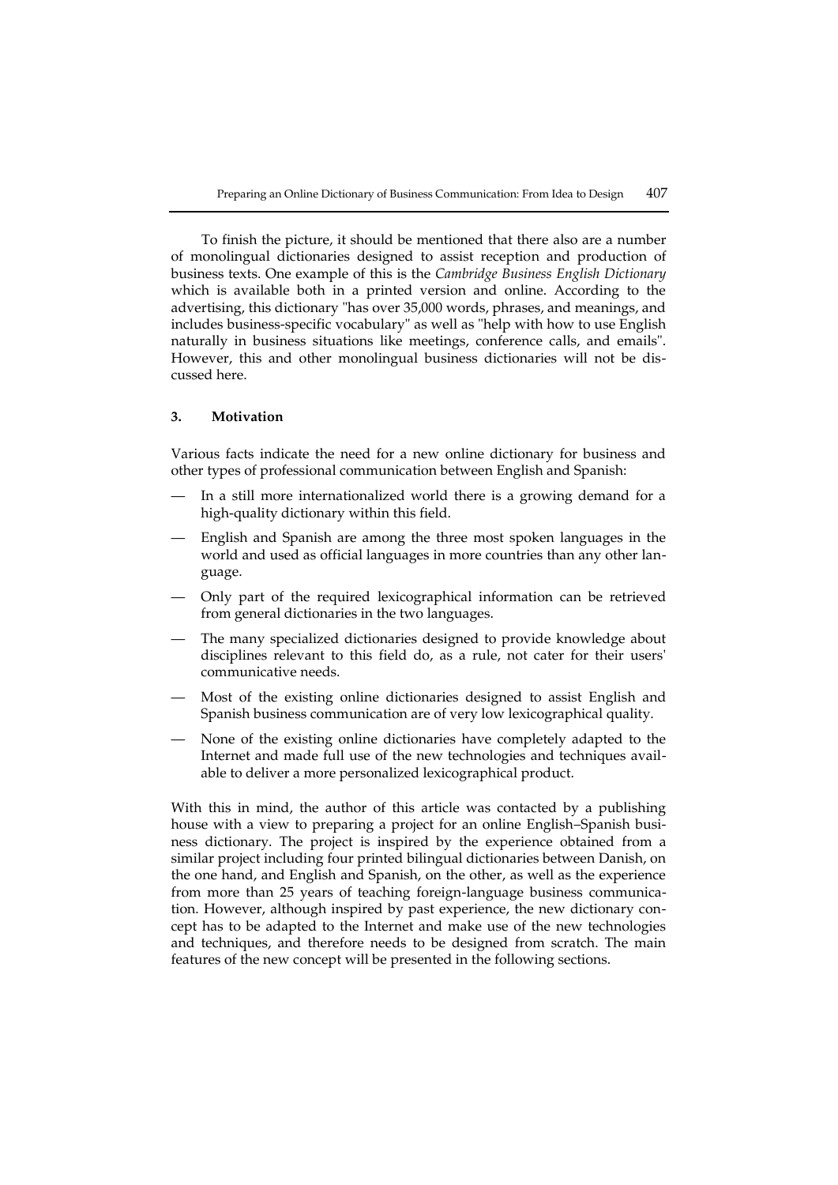To finish the picture, it should be mentioned that there also are a number of monolingual dictionaries designed to assist reception and production of business texts. One example of this is the *Cambridge Business English Dictionary* which is available both in a printed version and online. According to the advertising, this dictionary "has over 35,000 words, phrases, and meanings, and includes business-specific vocabulary" as well as "help with how to use English naturally in business situations like meetings, conference calls, and emails". However, this and other monolingual business dictionaries will not be discussed here.

## 3. Motivation

Various facts indicate the need for a new online dictionary for business and other types of professional communication between English and Spanish:

— In a still more internationalized world there is a growing demand for a high-quality dictionary within this field.

— English and Spanish are among the three most spoken languages in the world and used as official languages in more countries than any other language.

— Only part of the required lexicographical information can be retrieved from general dictionaries in the two languages.

— The many specialized dictionaries designed to provide knowledge about disciplines relevant to this field do, as a rule, not cater for their users' communicative needs.

— Most of the existing online dictionaries designed to assist English and Spanish business communication are of very low lexicographical quality.

— None of the existing online dictionaries have completely adapted to the Internet and made full use of the new technologies and techniques available to deliver a more personalized lexicographical product.

With this in mind, the author of this article was contacted by a publishing house with a view to preparing a project for an online English–Spanish business dictionary. The project is inspired by the experience obtained from a similar project including four printed bilingual dictionaries between Danish, on the one hand, and English and Spanish, on the other, as well as the experience from more than 25 years of teaching foreign-language business communication. However, although inspired by past experience, the new dictionary concept has to be adapted to the Internet and make use of the new technologies and techniques, and therefore needs to be designed from scratch. The main features of the new concept will be presented in the following sections.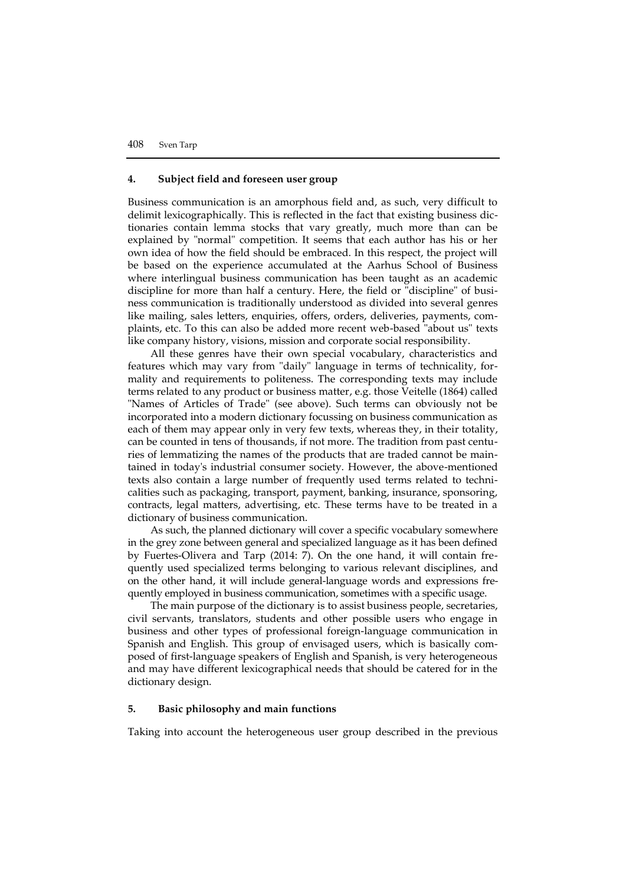## 4. Subject field and foreseen user group

Business communication is an amorphous field and, as such, very difficult to delimit lexicographically. This is reflected in the fact that existing business dictionaries contain lemma stocks that vary greatly, much more than can be explained by "normal" competition. It seems that each author has his or her own idea of how the field should be embraced. In this respect, the project will be based on the experience accumulated at the Aarhus School of Business where interlingual business communication has been taught as an academic discipline for more than half a century. Here, the field or "discipline" of business communication is traditionally understood as divided into several genres like mailing, sales letters, enquiries, offers, orders, deliveries, payments, complaints, etc. To this can also be added more recent web-based "about us" texts like company history, visions, mission and corporate social responsibility.

All these genres have their own special vocabulary, characteristics and features which may vary from "daily" language in terms of technicality, formality and requirements to politeness. The corresponding texts may include terms related to any product or business matter, e.g. those Veitelle (1864) called "Names of Articles of Trade" (see above). Such terms can obviously not be incorporated into a modern dictionary focussing on business communication as each of them may appear only in very few texts, whereas they, in their totality, can be counted in tens of thousands, if not more. The tradition from past centuries of lemmatizing the names of the products that are traded cannot be maintained in today's industrial consumer society. However, the above-mentioned texts also contain a large number of frequently used terms related to technicalities such as packaging, transport, payment, banking, insurance, sponsoring, contracts, legal matters, advertising, etc. These terms have to be treated in a dictionary of business communication.

As such, the planned dictionary will cover a specific vocabulary somewhere in the grey zone between general and specialized language as it has been defined by Fuertes-Olivera and Tarp (2014: 7). On the one hand, it will contain frequently used specialized terms belonging to various relevant disciplines, and on the other hand, it will include general-language words and expressions frequently employed in business communication, sometimes with a specific usage.

The main purpose of the dictionary is to assist business people, secretaries, civil servants, translators, students and other possible users who engage in business and other types of professional foreign-language communication in Spanish and English. This group of envisaged users, which is basically composed of first-language speakers of English and Spanish, is very heterogeneous and may have different lexicographical needs that should be catered for in the dictionary design.

## 5. Basic philosophy and main functions

Taking into account the heterogeneous user group described in the previous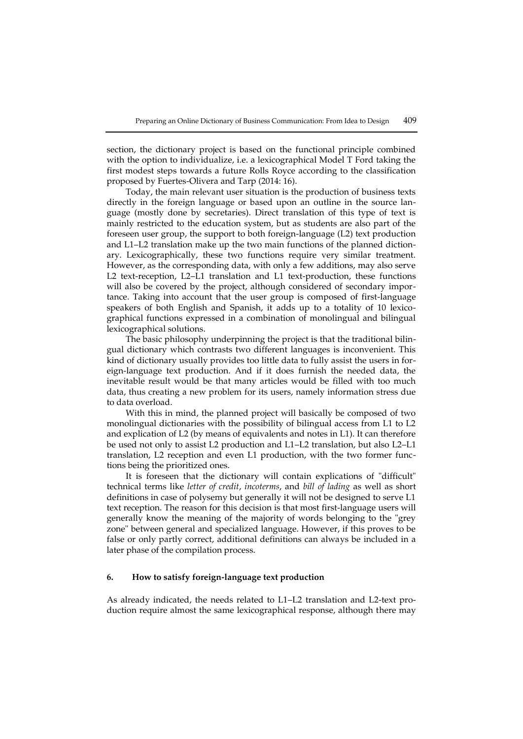section, the dictionary project is based on the functional principle combined with the option to individualize, i.e. a lexicographical Model T Ford taking the first modest steps towards a future Rolls Royce according to the classification proposed by Fuertes-Olivera and Tarp (2014: 16).

Today, the main relevant user situation is the production of business texts directly in the foreign language or based upon an outline in the source language (mostly done by secretaries). Direct translation of this type of text is mainly restricted to the education system, but as students are also part of the foreseen user group, the support to both foreign-language (L2) text production and L1–L2 translation make up the two main functions of the planned dictionary. Lexicographically, these two functions require very similar treatment. However, as the corresponding data, with only a few additions, may also serve L2 text-reception, L2–L1 translation and L1 text-production, these functions will also be covered by the project, although considered of secondary importance. Taking into account that the user group is composed of first-language speakers of both English and Spanish, it adds up to a totality of 10 lexicographical functions expressed in a combination of monolingual and bilingual lexicographical solutions.

The basic philosophy underpinning the project is that the traditional bilingual dictionary which contrasts two different languages is inconvenient. This kind of dictionary usually provides too little data to fully assist the users in foreign-language text production. And if it does furnish the needed data, the inevitable result would be that many articles would be filled with too much data, thus creating a new problem for its users, namely information stress due to data overload.

With this in mind, the planned project will basically be composed of two monolingual dictionaries with the possibility of bilingual access from L1 to L2 and explication of L2 (by means of equivalents and notes in L1). It can therefore be used not only to assist L2 production and L1–L2 translation, but also L2–L1 translation, L2 reception and even L1 production, with the two former functions being the prioritized ones.

It is foreseen that the dictionary will contain explications of "difficult" technical terms like *letter of credit*, *incoterms*, and *bill of lading* as well as short definitions in case of polysemy but generally it will not be designed to serve L1 text reception. The reason for this decision is that most first-language users will generally know the meaning of the majority of words belonging to the "grey zone" between general and specialized language. However, if this proves to be false or only partly correct, additional definitions can always be included in a later phase of the compilation process.

## 6. How to satisfy foreign-language text production

As already indicated, the needs related to L1–L2 translation and L2-text production require almost the same lexicographical response, although there may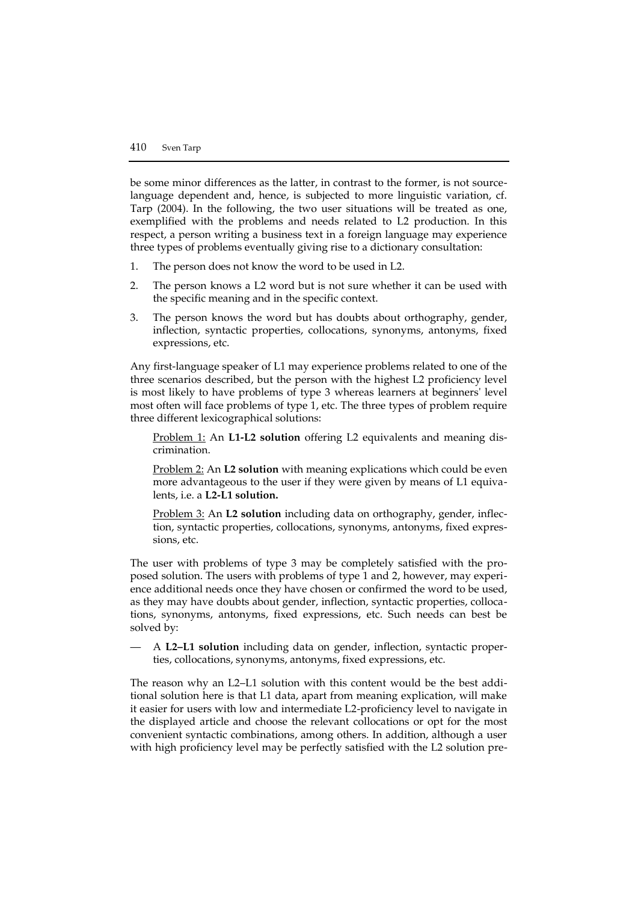be some minor differences as the latter, in contrast to the former, is not source-language dependent and, hence, is subjected to more linguistic variation, cf. Tarp (2004). In the following, the two user situations will be treated as one, exemplified with the problems and needs related to L2 production. In this respect, a person writing a business text in a foreign language may experience three types of problems eventually giving rise to a dictionary consultation:

1. The person does not know the word to be used in L2.
2. The person knows a L2 word but is not sure whether it can be used with the specific meaning and in the specific context.
3. The person knows the word but has doubts about orthography, gender, inflection, syntactic properties, collocations, synonyms, antonyms, fixed expressions, etc.

Any first-language speaker of L1 may experience problems related to one of the three scenarios described, but the person with the highest L2 proficiency level is most likely to have problems of type 3 whereas learners at beginners' level most often will face problems of type 1, etc. The three types of problem require three different lexicographical solutions:

<u>Problem 1:</u> An **L1-L2 solution** offering L2 equivalents and meaning discrimination.

<u>Problem 2:</u> An **L2 solution** with meaning explications which could be even more advantageous to the user if they were given by means of L1 equivalents, i.e. a **L2-L1 solution.**

<u>Problem 3:</u> An **L2 solution** including data on orthography, gender, inflection, syntactic properties, collocations, synonyms, antonyms, fixed expressions, etc.

The user with problems of type 3 may be completely satisfied with the proposed solution. The users with problems of type 1 and 2, however, may experience additional needs once they have chosen or confirmed the word to be used, as they may have doubts about gender, inflection, syntactic properties, collocations, synonyms, antonyms, fixed expressions, etc. Such needs can best be solved by:

— A **L2–L1 solution** including data on gender, inflection, syntactic properties, collocations, synonyms, antonyms, fixed expressions, etc.

The reason why an L2–L1 solution with this content would be the best additional solution here is that L1 data, apart from meaning explication, will make it easier for users with low and intermediate L2-proficiency level to navigate in the displayed article and choose the relevant collocations or opt for the most convenient syntactic combinations, among others. In addition, although a user with high proficiency level may be perfectly satisfied with the L2 solution pre-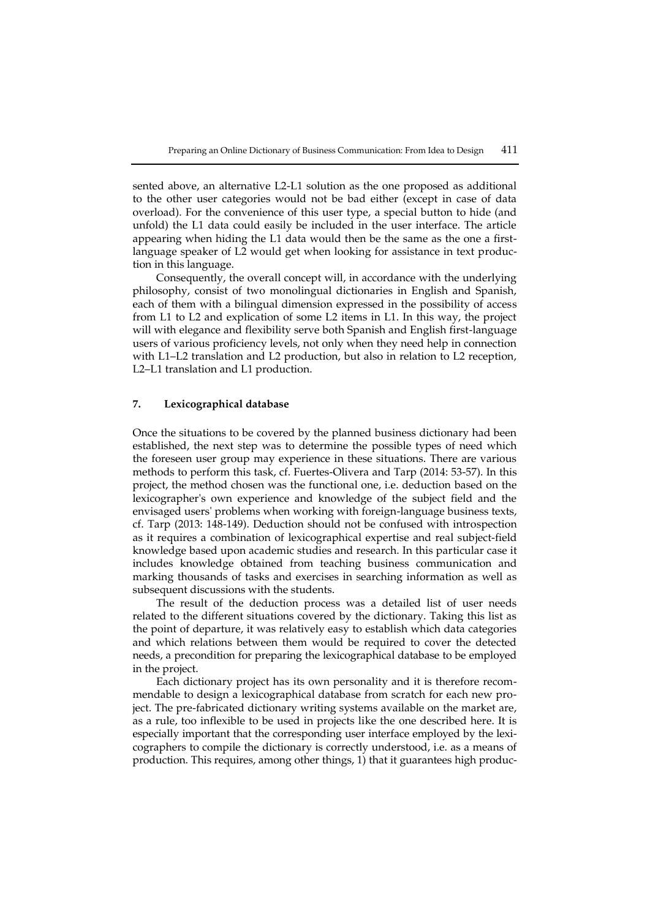sented above, an alternative L2-L1 solution as the one proposed as additional to the other user categories would not be bad either (except in case of data overload). For the convenience of this user type, a special button to hide (and unfold) the L1 data could easily be included in the user interface. The article appearing when hiding the L1 data would then be the same as the one a first-language speaker of L2 would get when looking for assistance in text production in this language.

Consequently, the overall concept will, in accordance with the underlying philosophy, consist of two monolingual dictionaries in English and Spanish, each of them with a bilingual dimension expressed in the possibility of access from L1 to L2 and explication of some L2 items in L1. In this way, the project will with elegance and flexibility serve both Spanish and English first-language users of various proficiency levels, not only when they need help in connection with L1–L2 translation and L2 production, but also in relation to L2 reception, L2–L1 translation and L1 production.

## 7. Lexicographical database

Once the situations to be covered by the planned business dictionary had been established, the next step was to determine the possible types of need which the foreseen user group may experience in these situations. There are various methods to perform this task, cf. Fuertes-Olivera and Tarp (2014: 53-57). In this project, the method chosen was the functional one, i.e. deduction based on the lexicographer's own experience and knowledge of the subject field and the envisaged users' problems when working with foreign-language business texts, cf. Tarp (2013: 148-149). Deduction should not be confused with introspection as it requires a combination of lexicographical expertise and real subject-field knowledge based upon academic studies and research. In this particular case it includes knowledge obtained from teaching business communication and marking thousands of tasks and exercises in searching information as well as subsequent discussions with the students.

The result of the deduction process was a detailed list of user needs related to the different situations covered by the dictionary. Taking this list as the point of departure, it was relatively easy to establish which data categories and which relations between them would be required to cover the detected needs, a precondition for preparing the lexicographical database to be employed in the project.

Each dictionary project has its own personality and it is therefore recommendable to design a lexicographical database from scratch for each new project. The pre-fabricated dictionary writing systems available on the market are, as a rule, too inflexible to be used in projects like the one described here. It is especially important that the corresponding user interface employed by the lexicographers to compile the dictionary is correctly understood, i.e. as a means of production. This requires, among other things, 1) that it guarantees high produc-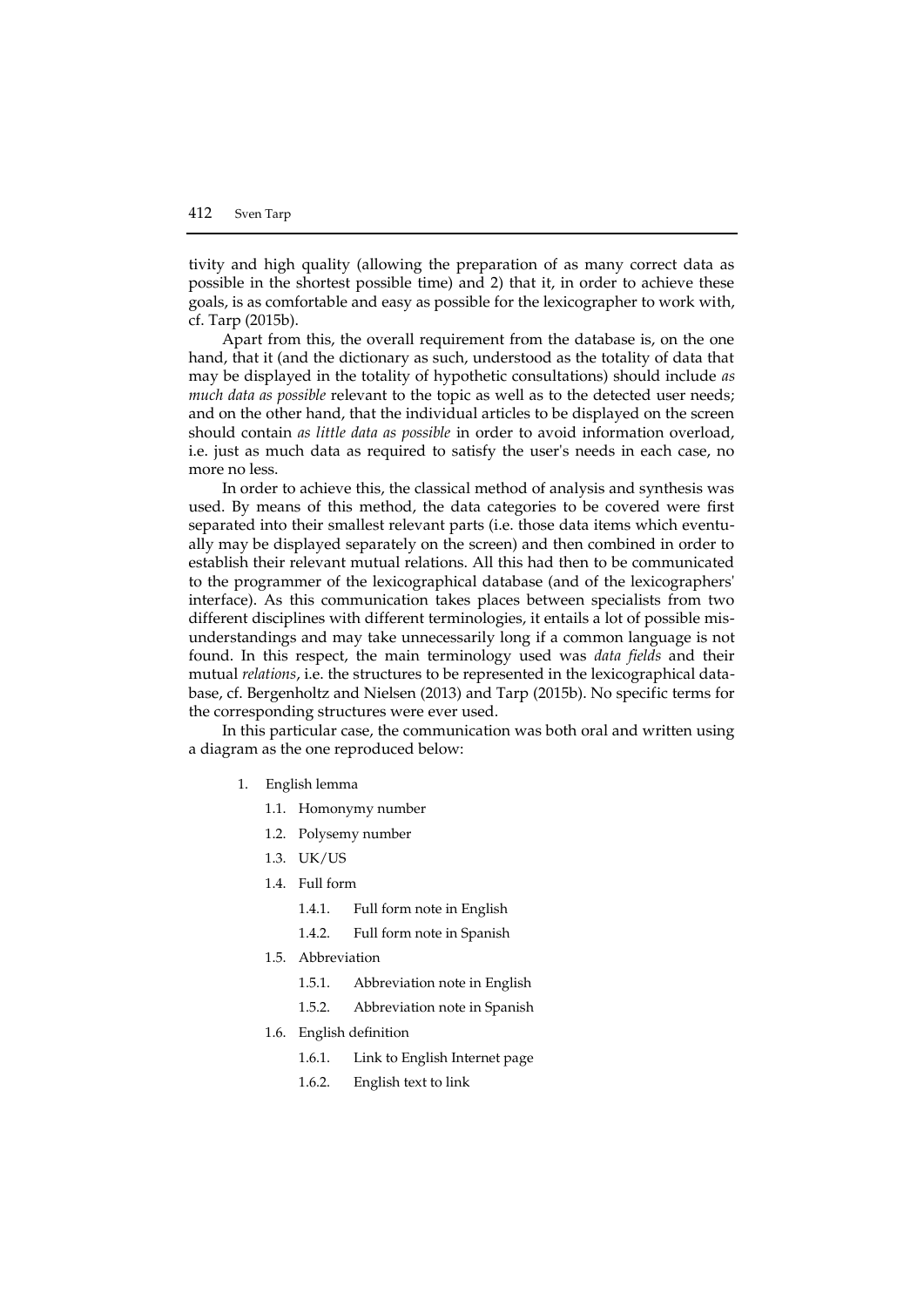tivity and high quality (allowing the preparation of as many correct data as possible in the shortest possible time) and 2) that it, in order to achieve these goals, is as comfortable and easy as possible for the lexicographer to work with, cf. Tarp (2015b).

Apart from this, the overall requirement from the database is, on the one hand, that it (and the dictionary as such, understood as the totality of data that may be displayed in the totality of hypothetic consultations) should include *as much data as possible* relevant to the topic as well as to the detected user needs; and on the other hand, that the individual articles to be displayed on the screen should contain *as little data as possible* in order to avoid information overload, i.e. just as much data as required to satisfy the user's needs in each case, no more no less.

In order to achieve this, the classical method of analysis and synthesis was used. By means of this method, the data categories to be covered were first separated into their smallest relevant parts (i.e. those data items which eventually may be displayed separately on the screen) and then combined in order to establish their relevant mutual relations. All this had then to be communicated to the programmer of the lexicographical database (and of the lexicographers' interface). As this communication takes places between specialists from two different disciplines with different terminologies, it entails a lot of possible misunderstandings and may take unnecessarily long if a common language is not found. In this respect, the main terminology used was *data fields* and their mutual *relations*, i.e. the structures to be represented in the lexicographical database, cf. Bergenholtz and Nielsen (2013) and Tarp (2015b). No specific terms for the corresponding structures were ever used.

In this particular case, the communication was both oral and written using a diagram as the one reproduced below:

1. English lemma
   - 1.1. Homonymy number
   - 1.2. Polysemy number
   - 1.3. UK/US
   - 1.4. Full form
     - 1.4.1. Full form note in English
     - 1.4.2. Full form note in Spanish
   - 1.5. Abbreviation
     - 1.5.1. Abbreviation note in English
     - 1.5.2. Abbreviation note in Spanish
   - 1.6. English definition
     - 1.6.1. Link to English Internet page
     - 1.6.2. English text to link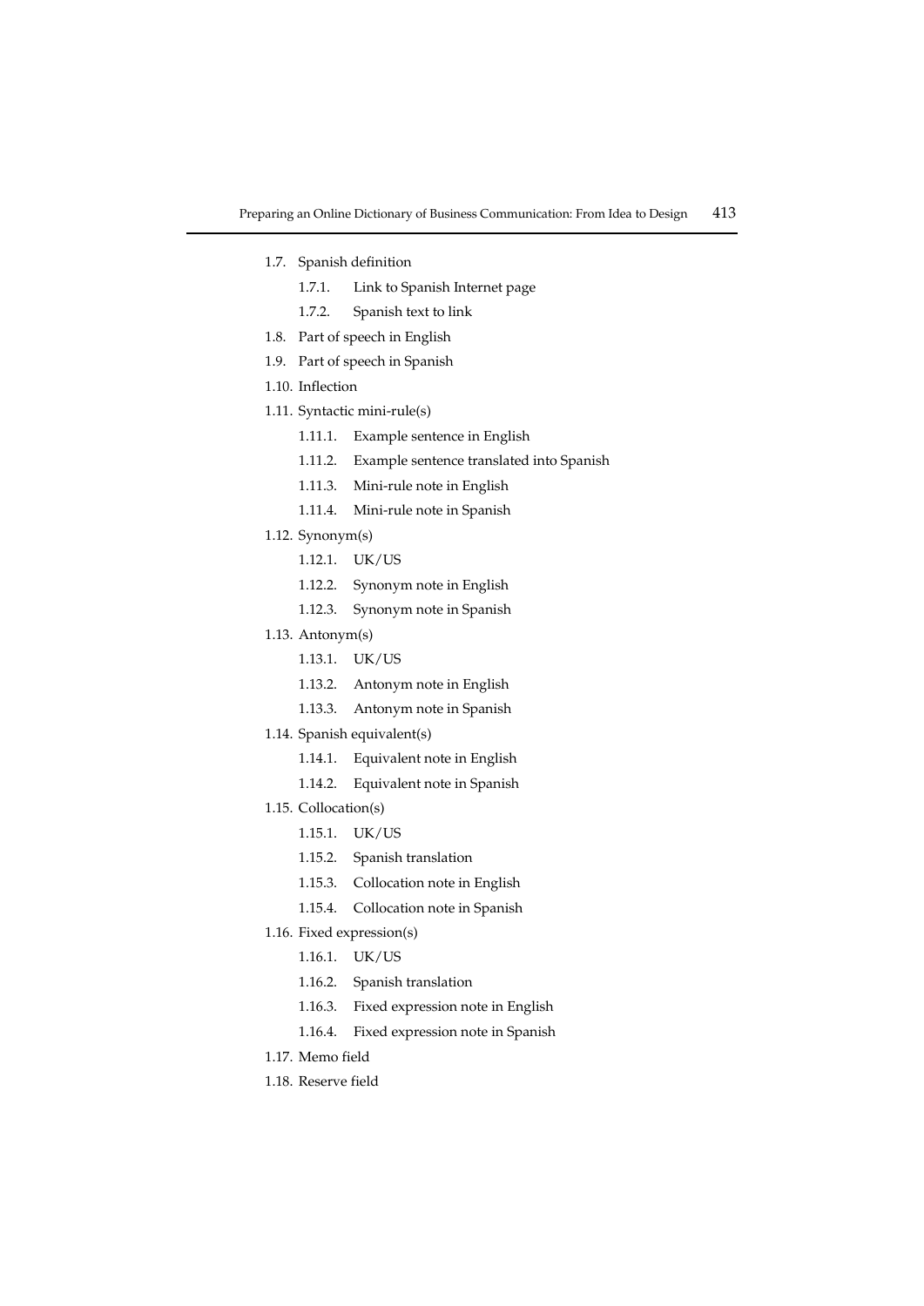- 1.7. Spanish definition
    - 1.7.1. Link to Spanish Internet page
    - 1.7.2. Spanish text to link
- 1.8. Part of speech in English
- 1.9. Part of speech in Spanish
- 1.10. Inflection
- 1.11. Syntactic mini-rule(s)
    - 1.11.1. Example sentence in English
    - 1.11.2. Example sentence translated into Spanish
    - 1.11.3. Mini-rule note in English
    - 1.11.4. Mini-rule note in Spanish
- 1.12. Synonym(s)
    - 1.12.1. UK/US
    - 1.12.2. Synonym note in English
    - 1.12.3. Synonym note in Spanish
- 1.13. Antonym(s)
    - 1.13.1. UK/US
    - 1.13.2. Antonym note in English
    - 1.13.3. Antonym note in Spanish
- 1.14. Spanish equivalent(s)
    - 1.14.1. Equivalent note in English
    - 1.14.2. Equivalent note in Spanish
- 1.15. Collocation(s)
    - 1.15.1. UK/US
    - 1.15.2. Spanish translation
    - 1.15.3. Collocation note in English
    - 1.15.4. Collocation note in Spanish
- 1.16. Fixed expression(s)
    - 1.16.1. UK/US
    - 1.16.2. Spanish translation
    - 1.16.3. Fixed expression note in English
    - 1.16.4. Fixed expression note in Spanish
- 1.17. Memo field
- 1.18. Reserve field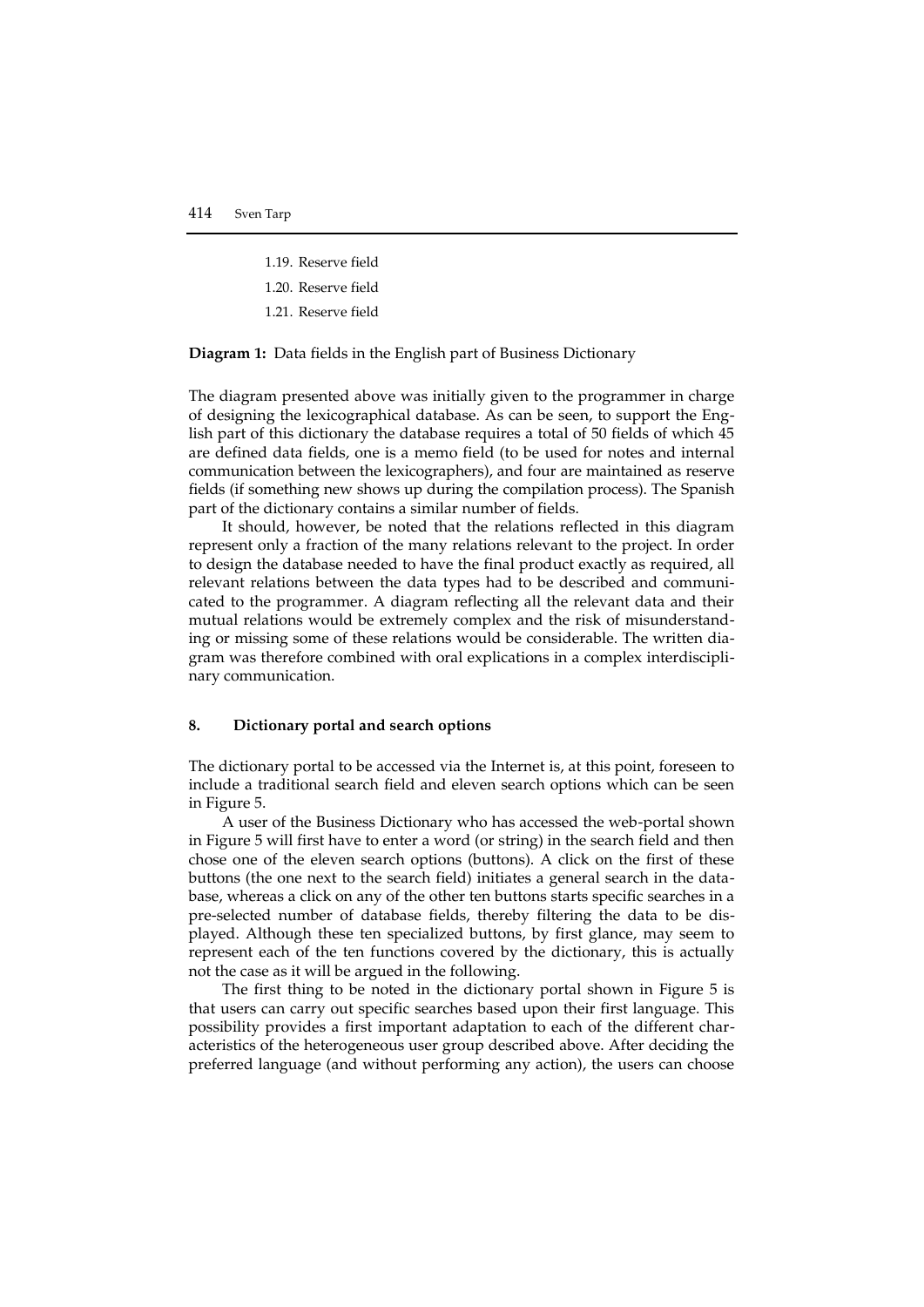1.19. Reserve field

1.20. Reserve field

1.21. Reserve field

**Diagram 1:** Data fields in the English part of Business Dictionary

The diagram presented above was initially given to the programmer in charge of designing the lexicographical database. As can be seen, to support the English part of this dictionary the database requires a total of 50 fields of which 45 are defined data fields, one is a memo field (to be used for notes and internal communication between the lexicographers), and four are maintained as reserve fields (if something new shows up during the compilation process). The Spanish part of the dictionary contains a similar number of fields.

It should, however, be noted that the relations reflected in this diagram represent only a fraction of the many relations relevant to the project. In order to design the database needed to have the final product exactly as required, all relevant relations between the data types had to be described and communicated to the programmer. A diagram reflecting all the relevant data and their mutual relations would be extremely complex and the risk of misunderstanding or missing some of these relations would be considerable. The written diagram was therefore combined with oral explications in a complex interdisciplinary communication.

## 8. Dictionary portal and search options

The dictionary portal to be accessed via the Internet is, at this point, foreseen to include a traditional search field and eleven search options which can be seen in Figure 5.

A user of the Business Dictionary who has accessed the web-portal shown in Figure 5 will first have to enter a word (or string) in the search field and then chose one of the eleven search options (buttons). A click on the first of these buttons (the one next to the search field) initiates a general search in the database, whereas a click on any of the other ten buttons starts specific searches in a pre-selected number of database fields, thereby filtering the data to be displayed. Although these ten specialized buttons, by first glance, may seem to represent each of the ten functions covered by the dictionary, this is actually not the case as it will be argued in the following.

The first thing to be noted in the dictionary portal shown in Figure 5 is that users can carry out specific searches based upon their first language. This possibility provides a first important adaptation to each of the different characteristics of the heterogeneous user group described above. After deciding the preferred language (and without performing any action), the users can choose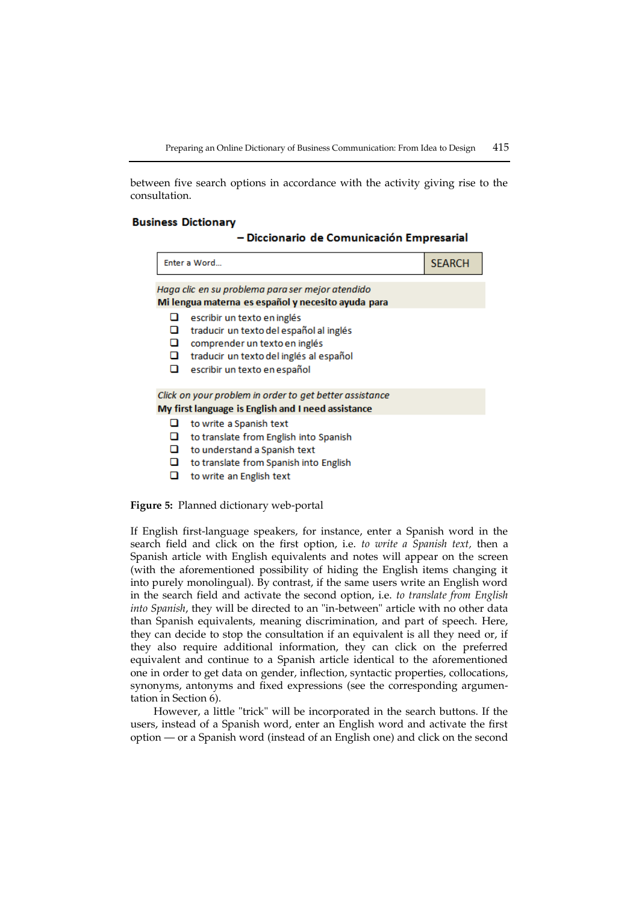between five search options in accordance with the activity giving rise to the consultation.

**Business Dictionary**

**– Diccionario de Comunicación Empresarial**

| Enter a Word... | SEARCH |
|---|---|

*Haga clic en su problema para ser mejor atendido*
**Mi lengua materna es español y necesito ayuda para**

- ❑ escribir un texto en inglés
- ❑ traducir un texto del español al inglés
- ❑ comprender un texto en inglés
- ❑ traducir un texto del inglés al español
- ❑ escribir un texto en español

*Click on your problem in order to get better assistance*
**My first language is English and I need assistance**

- ❑ to write a Spanish text
- ❑ to translate from English into Spanish
- ❑ to understand a Spanish text
- ❑ to translate from Spanish into English
- ❑ to write an English text

**Figure 5:** Planned dictionary web-portal

If English first-language speakers, for instance, enter a Spanish word in the search field and click on the first option, i.e. *to write a Spanish text*, then a Spanish article with English equivalents and notes will appear on the screen (with the aforementioned possibility of hiding the English items changing it into purely monolingual). By contrast, if the same users write an English word in the search field and activate the second option, i.e. *to translate from English into Spanish*, they will be directed to an "in-between" article with no other data than Spanish equivalents, meaning discrimination, and part of speech. Here, they can decide to stop the consultation if an equivalent is all they need or, if they also require additional information, they can click on the preferred equivalent and continue to a Spanish article identical to the aforementioned one in order to get data on gender, inflection, syntactic properties, collocations, synonyms, antonyms and fixed expressions (see the corresponding argumentation in Section 6).

However, a little "trick" will be incorporated in the search buttons. If the users, instead of a Spanish word, enter an English word and activate the first option — or a Spanish word (instead of an English one) and click on the second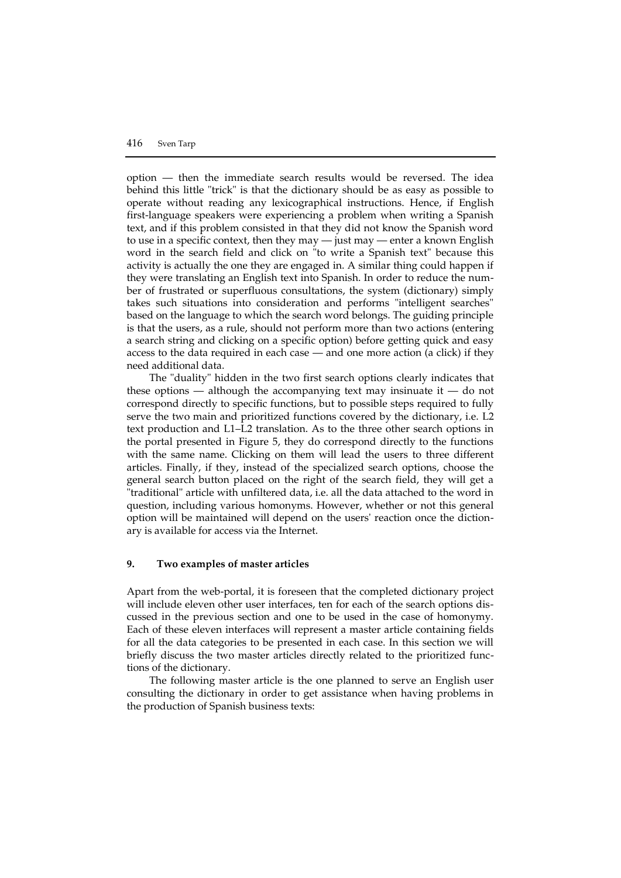option — then the immediate search results would be reversed. The idea behind this little "trick" is that the dictionary should be as easy as possible to operate without reading any lexicographical instructions. Hence, if English first-language speakers were experiencing a problem when writing a Spanish text, and if this problem consisted in that they did not know the Spanish word to use in a specific context, then they may — just may — enter a known English word in the search field and click on "to write a Spanish text" because this activity is actually the one they are engaged in. A similar thing could happen if they were translating an English text into Spanish. In order to reduce the number of frustrated or superfluous consultations, the system (dictionary) simply takes such situations into consideration and performs "intelligent searches" based on the language to which the search word belongs. The guiding principle is that the users, as a rule, should not perform more than two actions (entering a search string and clicking on a specific option) before getting quick and easy access to the data required in each case — and one more action (a click) if they need additional data.

The "duality" hidden in the two first search options clearly indicates that these options — although the accompanying text may insinuate it — do not correspond directly to specific functions, but to possible steps required to fully serve the two main and prioritized functions covered by the dictionary, i.e. L2 text production and L1–L2 translation. As to the three other search options in the portal presented in Figure 5, they do correspond directly to the functions with the same name. Clicking on them will lead the users to three different articles. Finally, if they, instead of the specialized search options, choose the general search button placed on the right of the search field, they will get a "traditional" article with unfiltered data, i.e. all the data attached to the word in question, including various homonyms. However, whether or not this general option will be maintained will depend on the users' reaction once the dictionary is available for access via the Internet.

## 9. Two examples of master articles

Apart from the web-portal, it is foreseen that the completed dictionary project will include eleven other user interfaces, ten for each of the search options discussed in the previous section and one to be used in the case of homonymy. Each of these eleven interfaces will represent a master article containing fields for all the data categories to be presented in each case. In this section we will briefly discuss the two master articles directly related to the prioritized functions of the dictionary.

The following master article is the one planned to serve an English user consulting the dictionary in order to get assistance when having problems in the production of Spanish business texts: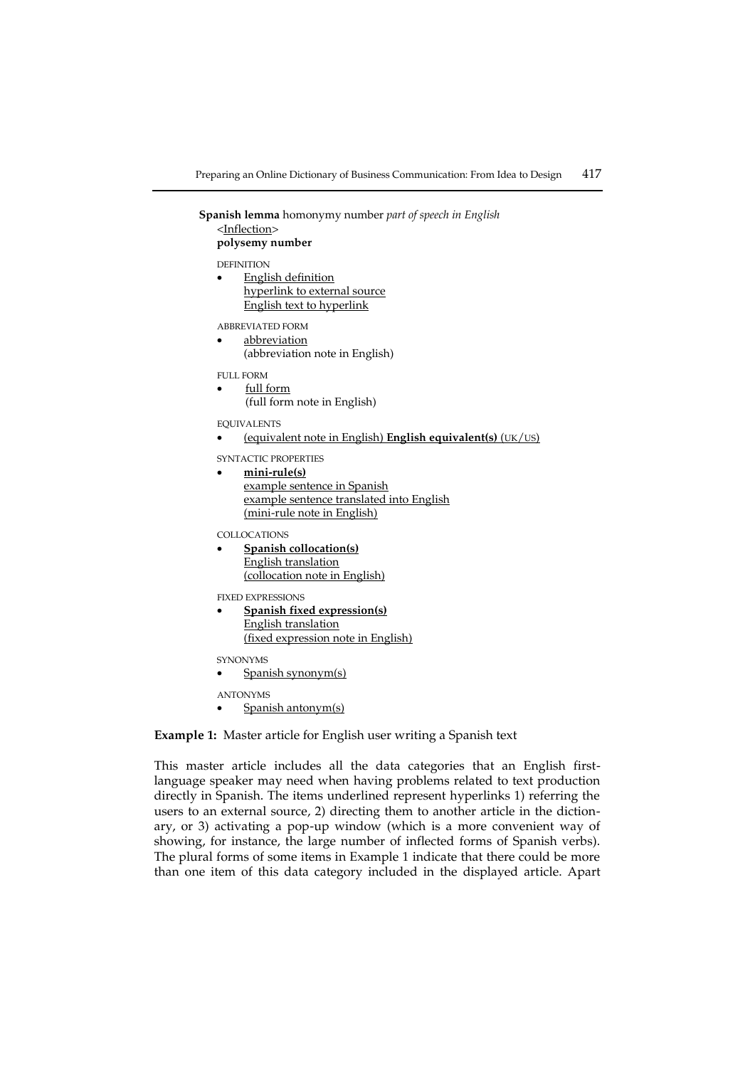**Spanish lemma** homonymy number *part of speech in English*
<Inflection>
**polysemy number**

DEFINITION

- English definition
  hyperlink to external source
  English text to hyperlink

ABBREVIATED FORM

- abbreviation
  (abbreviation note in English)

FULL FORM

- full form
  (full form note in English)

EQUIVALENTS

- (equivalent note in English) **English equivalent(s)** (UK/US)

SYNTACTIC PROPERTIES

- **mini-rule(s)**
  example sentence in Spanish
  example sentence translated into English
  (mini-rule note in English)

COLLOCATIONS

- **Spanish collocation(s)**
  English translation
  (collocation note in English)

FIXED EXPRESSIONS

- **Spanish fixed expression(s)**
  English translation
  (fixed expression note in English)

SYNONYMS

- Spanish synonym(s)

ANTONYMS

- Spanish antonym(s)

**Example 1:** Master article for English user writing a Spanish text

This master article includes all the data categories that an English first-language speaker may need when having problems related to text production directly in Spanish. The items underlined represent hyperlinks 1) referring the users to an external source, 2) directing them to another article in the dictionary, or 3) activating a pop-up window (which is a more convenient way of showing, for instance, the large number of inflected forms of Spanish verbs). The plural forms of some items in Example 1 indicate that there could be more than one item of this data category included in the displayed article. Apart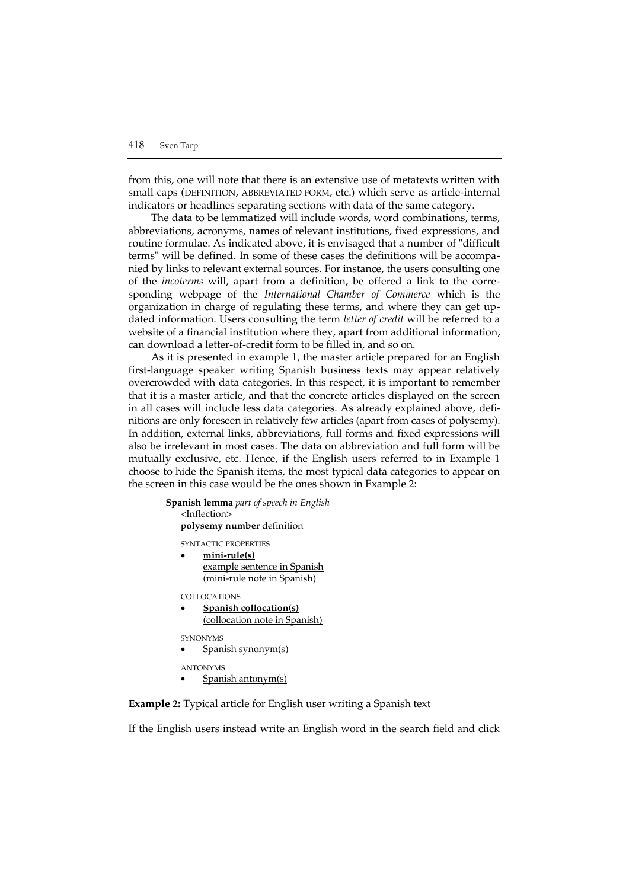from this, one will note that there is an extensive use of metatexts written with small caps (DEFINITION, ABBREVIATED FORM, etc.) which serve as article-internal indicators or headlines separating sections with data of the same category.

The data to be lemmatized will include words, word combinations, terms, abbreviations, acronyms, names of relevant institutions, fixed expressions, and routine formulae. As indicated above, it is envisaged that a number of "difficult terms" will be defined. In some of these cases the definitions will be accompanied by links to relevant external sources. For instance, the users consulting one of the *incoterms* will, apart from a definition, be offered a link to the corresponding webpage of the *International Chamber of Commerce* which is the organization in charge of regulating these terms, and where they can get updated information. Users consulting the term *letter of credit* will be referred to a website of a financial institution where they, apart from additional information, can download a letter-of-credit form to be filled in, and so on.

As it is presented in example 1, the master article prepared for an English first-language speaker writing Spanish business texts may appear relatively overcrowded with data categories. In this respect, it is important to remember that it is a master article, and that the concrete articles displayed on the screen in all cases will include less data categories. As already explained above, definitions are only foreseen in relatively few articles (apart from cases of polysemy). In addition, external links, abbreviations, full forms and fixed expressions will also be irrelevant in most cases. The data on abbreviation and full form will be mutually exclusive, etc. Hence, if the English users referred to in Example 1 choose to hide the Spanish items, the most typical data categories to appear on the screen in this case would be the ones shown in Example 2:

> **Spanish lemma** *part of speech in English*
> <Inflection>
> **polysemy number** definition
>
> SYNTACTIC PROPERTIES
> - **mini-rule(s)**
>   example sentence in Spanish
>   (mini-rule note in Spanish)
>
> COLLOCATIONS
> - **Spanish collocation(s)**
>   (collocation note in Spanish)
>
> SYNONYMS
> - Spanish synonym(s)
>
> ANTONYMS
> - Spanish antonym(s)

**Example 2:** Typical article for English user writing a Spanish text

If the English users instead write an English word in the search field and click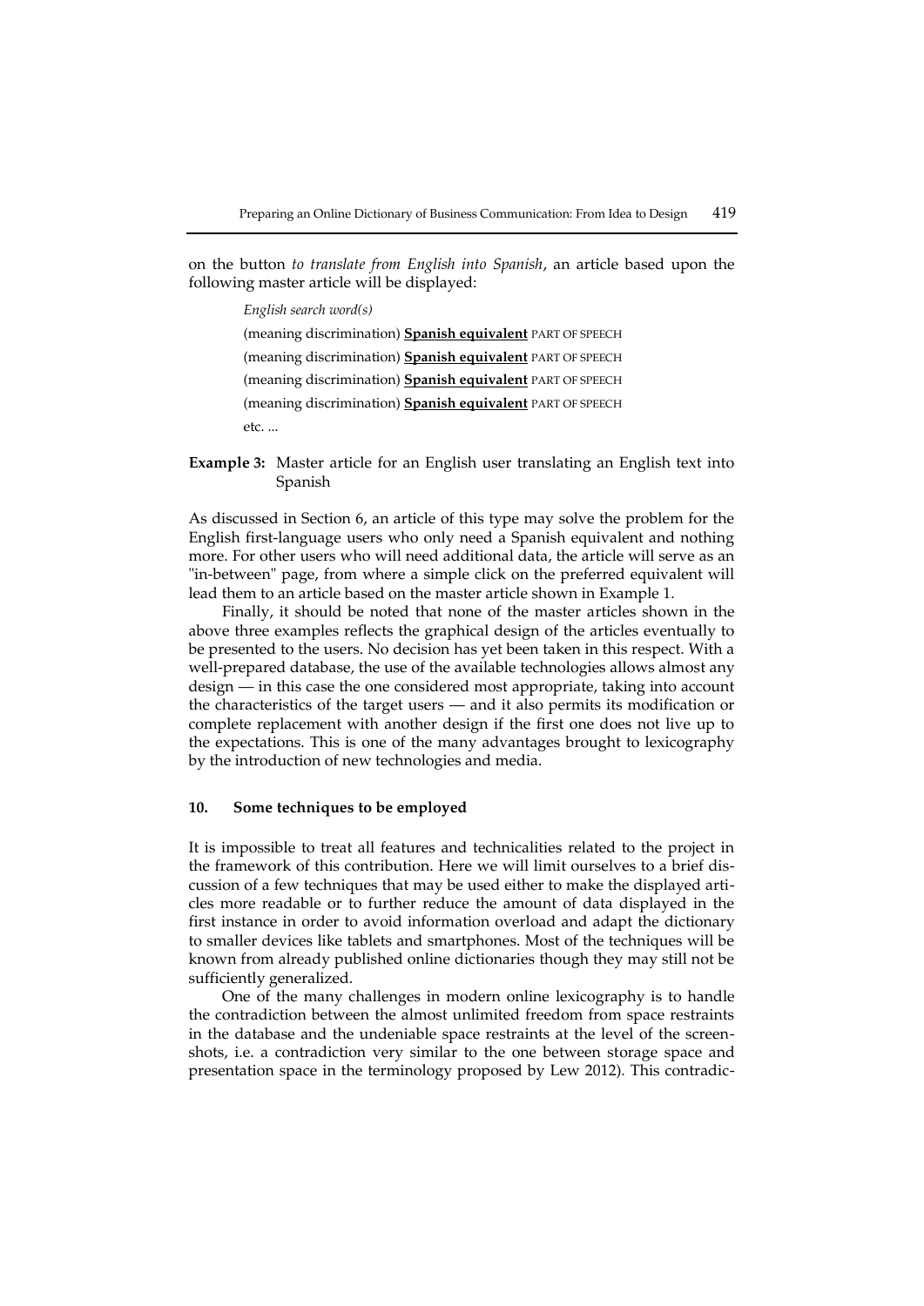on the button *to translate from English into Spanish*, an article based upon the following master article will be displayed:

> *English search word(s)*
>
> (meaning discrimination) **Spanish equivalent** PART OF SPEECH
>
> (meaning discrimination) **Spanish equivalent** PART OF SPEECH
>
> (meaning discrimination) **Spanish equivalent** PART OF SPEECH
>
> (meaning discrimination) **Spanish equivalent** PART OF SPEECH
>
> etc. ...

**Example 3:** Master article for an English user translating an English text into Spanish

As discussed in Section 6, an article of this type may solve the problem for the English first-language users who only need a Spanish equivalent and nothing more. For other users who will need additional data, the article will serve as an "in-between" page, from where a simple click on the preferred equivalent will lead them to an article based on the master article shown in Example 1.

Finally, it should be noted that none of the master articles shown in the above three examples reflects the graphical design of the articles eventually to be presented to the users. No decision has yet been taken in this respect. With a well-prepared database, the use of the available technologies allows almost any design — in this case the one considered most appropriate, taking into account the characteristics of the target users — and it also permits its modification or complete replacement with another design if the first one does not live up to the expectations. This is one of the many advantages brought to lexicography by the introduction of new technologies and media.

## 10. Some techniques to be employed

It is impossible to treat all features and technicalities related to the project in the framework of this contribution. Here we will limit ourselves to a brief discussion of a few techniques that may be used either to make the displayed articles more readable or to further reduce the amount of data displayed in the first instance in order to avoid information overload and adapt the dictionary to smaller devices like tablets and smartphones. Most of the techniques will be known from already published online dictionaries though they may still not be sufficiently generalized.

One of the many challenges in modern online lexicography is to handle the contradiction between the almost unlimited freedom from space restraints in the database and the undeniable space restraints at the level of the screenshots, i.e. a contradiction very similar to the one between storage space and presentation space in the terminology proposed by Lew 2012). This contradic-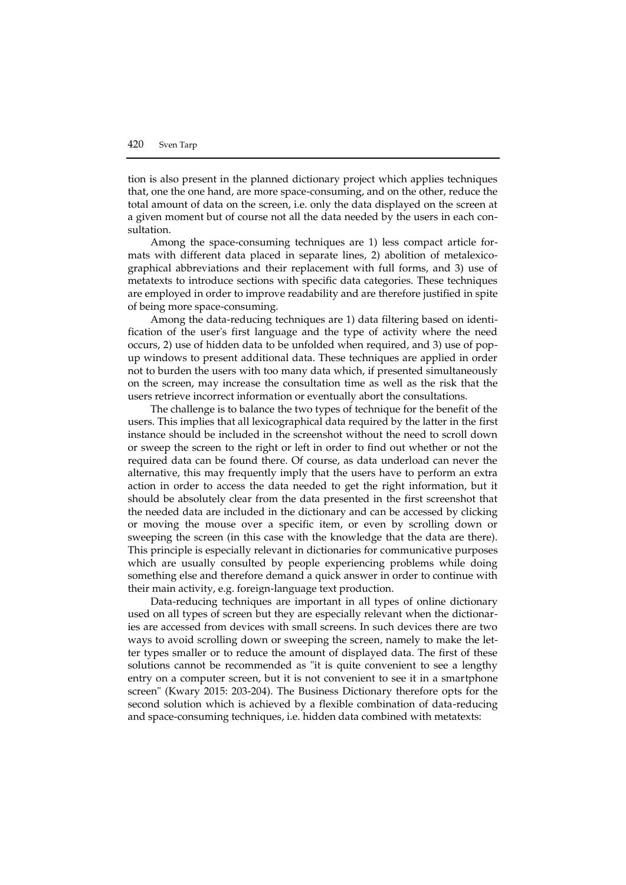tion is also present in the planned dictionary project which applies techniques that, one the one hand, are more space-consuming, and on the other, reduce the total amount of data on the screen, i.e. only the data displayed on the screen at a given moment but of course not all the data needed by the users in each consultation.

Among the space-consuming techniques are 1) less compact article formats with different data placed in separate lines, 2) abolition of metalexicographical abbreviations and their replacement with full forms, and 3) use of metatexts to introduce sections with specific data categories. These techniques are employed in order to improve readability and are therefore justified in spite of being more space-consuming.

Among the data-reducing techniques are 1) data filtering based on identification of the user's first language and the type of activity where the need occurs, 2) use of hidden data to be unfolded when required, and 3) use of pop-up windows to present additional data. These techniques are applied in order not to burden the users with too many data which, if presented simultaneously on the screen, may increase the consultation time as well as the risk that the users retrieve incorrect information or eventually abort the consultations.

The challenge is to balance the two types of technique for the benefit of the users. This implies that all lexicographical data required by the latter in the first instance should be included in the screenshot without the need to scroll down or sweep the screen to the right or left in order to find out whether or not the required data can be found there. Of course, as data underload can never the alternative, this may frequently imply that the users have to perform an extra action in order to access the data needed to get the right information, but it should be absolutely clear from the data presented in the first screenshot that the needed data are included in the dictionary and can be accessed by clicking or moving the mouse over a specific item, or even by scrolling down or sweeping the screen (in this case with the knowledge that the data are there). This principle is especially relevant in dictionaries for communicative purposes which are usually consulted by people experiencing problems while doing something else and therefore demand a quick answer in order to continue with their main activity, e.g. foreign-language text production.

Data-reducing techniques are important in all types of online dictionary used on all types of screen but they are especially relevant when the dictionaries are accessed from devices with small screens. In such devices there are two ways to avoid scrolling down or sweeping the screen, namely to make the letter types smaller or to reduce the amount of displayed data. The first of these solutions cannot be recommended as "it is quite convenient to see a lengthy entry on a computer screen, but it is not convenient to see it in a smartphone screen" (Kwary 2015: 203-204). The Business Dictionary therefore opts for the second solution which is achieved by a flexible combination of data-reducing and space-consuming techniques, i.e. hidden data combined with metatexts: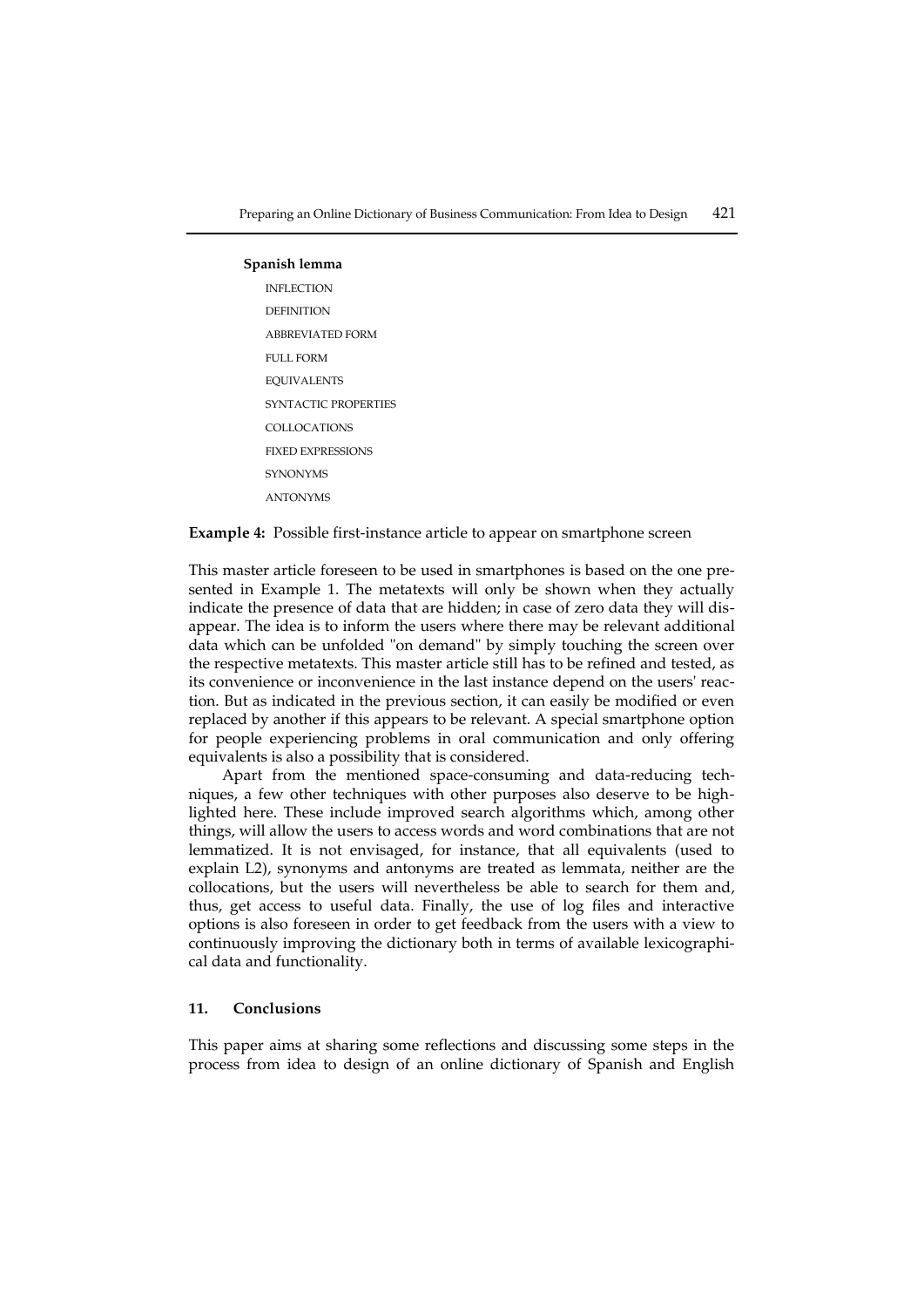**Spanish lemma**

INFLECTION

DEFINITION

ABBREVIATED FORM

FULL FORM

EQUIVALENTS

SYNTACTIC PROPERTIES

COLLOCATIONS

FIXED EXPRESSIONS

SYNONYMS

ANTONYMS

**Example 4:** Possible first-instance article to appear on smartphone screen

This master article foreseen to be used in smartphones is based on the one presented in Example 1. The metatexts will only be shown when they actually indicate the presence of data that are hidden; in case of zero data they will disappear. The idea is to inform the users where there may be relevant additional data which can be unfolded "on demand" by simply touching the screen over the respective metatexts. This master article still has to be refined and tested, as its convenience or inconvenience in the last instance depend on the users' reaction. But as indicated in the previous section, it can easily be modified or even replaced by another if this appears to be relevant. A special smartphone option for people experiencing problems in oral communication and only offering equivalents is also a possibility that is considered.

Apart from the mentioned space-consuming and data-reducing techniques, a few other techniques with other purposes also deserve to be highlighted here. These include improved search algorithms which, among other things, will allow the users to access words and word combinations that are not lemmatized. It is not envisaged, for instance, that all equivalents (used to explain L2), synonyms and antonyms are treated as lemmata, neither are the collocations, but the users will nevertheless be able to search for them and, thus, get access to useful data. Finally, the use of log files and interactive options is also foreseen in order to get feedback from the users with a view to continuously improving the dictionary both in terms of available lexicographical data and functionality.

## 11. Conclusions

This paper aims at sharing some reflections and discussing some steps in the process from idea to design of an online dictionary of Spanish and English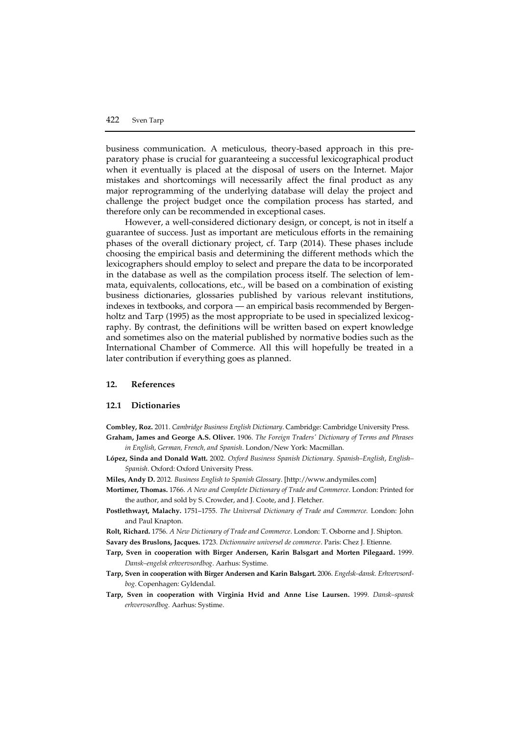business communication. A meticulous, theory-based approach in this preparatory phase is crucial for guaranteeing a successful lexicographical product when it eventually is placed at the disposal of users on the Internet. Major mistakes and shortcomings will necessarily affect the final product as any major reprogramming of the underlying database will delay the project and challenge the project budget once the compilation process has started, and therefore only can be recommended in exceptional cases.

However, a well-considered dictionary design, or concept, is not in itself a guarantee of success. Just as important are meticulous efforts in the remaining phases of the overall dictionary project, cf. Tarp (2014). These phases include choosing the empirical basis and determining the different methods which the lexicographers should employ to select and prepare the data to be incorporated in the database as well as the compilation process itself. The selection of lemmata, equivalents, collocations, etc., will be based on a combination of existing business dictionaries, glossaries published by various relevant institutions, indexes in textbooks, and corpora — an empirical basis recommended by Bergenholtz and Tarp (1995) as the most appropriate to be used in specialized lexicography. By contrast, the definitions will be written based on expert knowledge and sometimes also on the material published by normative bodies such as the International Chamber of Commerce. All this will hopefully be treated in a later contribution if everything goes as planned.

## 12. References

### 12.1 Dictionaries

**Combley, Roz.** 2011. *Cambridge Business English Dictionary*. Cambridge: Cambridge University Press.

**Graham, James and George A.S. Oliver.** 1906. *The Foreign Traders' Dictionary of Terms and Phrases in English, German, French, and Spanish*. London/New York: Macmillan.

**López, Sinda and Donald Watt.** 2002. *Oxford Business Spanish Dictionary. Spanish–English, English–Spanish*. Oxford: Oxford University Press.

**Miles, Andy D.** 2012. *Business English to Spanish Glossary*. [http://www.andymiles.com]

**Mortimer, Thomas.** 1766. *A New and Complete Dictionary of Trade and Commerce*. London: Printed for the author, and sold by S. Crowder, and J. Coote, and J. Fletcher.

**Postlethwayt, Malachy.** 1751–1755. *The Universal Dictionary of Trade and Commerce.* London: John and Paul Knapton.

**Rolt, Richard.** 1756. *A New Dictionary of Trade and Commerce*. London: T. Osborne and J. Shipton.

**Savary des Bruslons, Jacques.** 1723. *Dictionnaire universel de commerce*. Paris: Chez J. Etienne.

**Tarp, Sven in cooperation with Birger Andersen, Karin Balsgart and Morten Pilegaard.** 1999. *Dansk–engelsk erhvervsordbog*. Aarhus: Systime.

**Tarp, Sven in cooperation with Birger Andersen and Karin Balsgart.** 2006. *Engelsk–dansk. Erhvervsordbog*. Copenhagen: Gyldendal.

**Tarp, Sven in cooperation with Virginia Hvid and Anne Lise Laursen.** 1999. *Dansk–spansk erhvervsordbog.* Aarhus: Systime.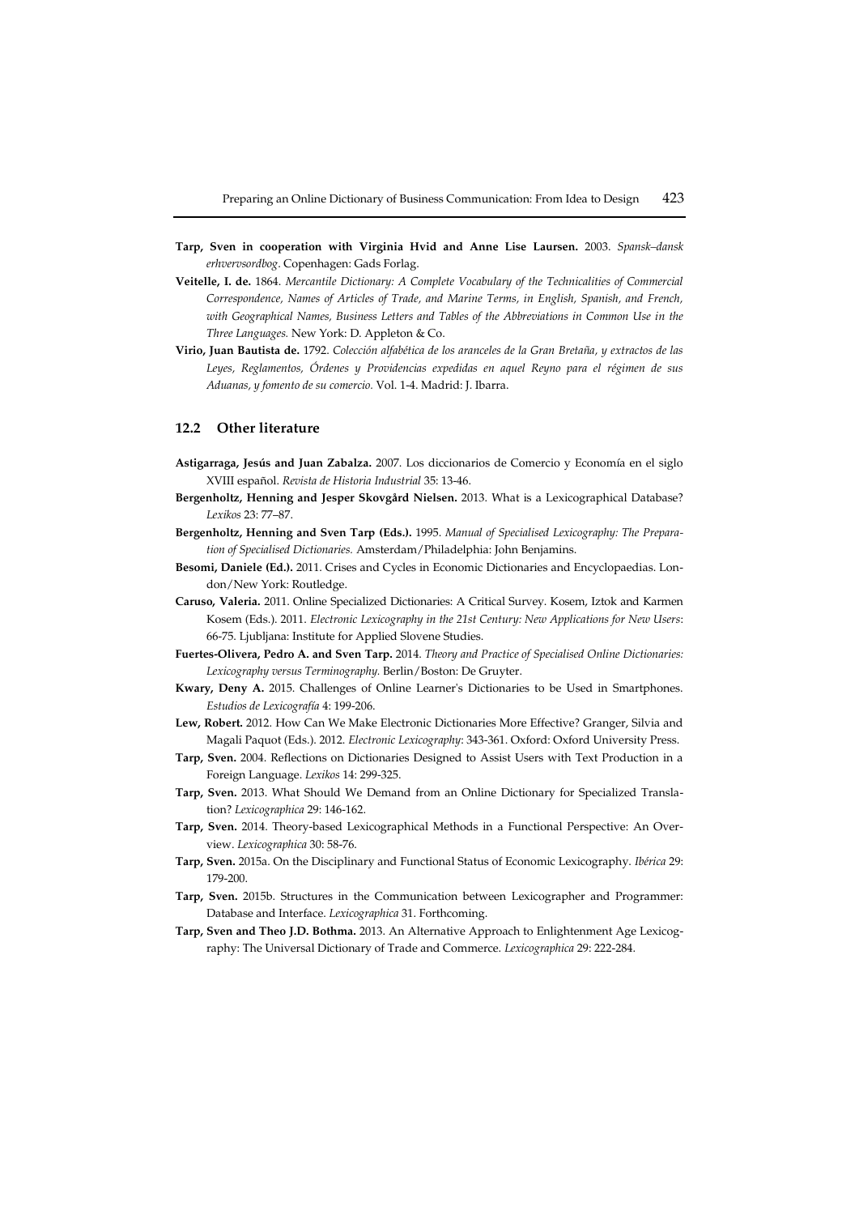**Tarp, Sven in cooperation with Virginia Hvid and Anne Lise Laursen.** 2003. *Spansk–dansk erhvervsordbog*. Copenhagen: Gads Forlag.

**Veitelle, I. de.** 1864. *Mercantile Dictionary: A Complete Vocabulary of the Technicalities of Commercial Correspondence, Names of Articles of Trade, and Marine Terms, in English, Spanish, and French, with Geographical Names, Business Letters and Tables of the Abbreviations in Common Use in the Three Languages.* New York: D. Appleton & Co.

**Virio, Juan Bautista de.** 1792. *Colección alfabética de los aranceles de la Gran Bretaña, y extractos de las Leyes, Reglamentos, Órdenes y Providencias expedidas en aquel Reyno para el régimen de sus Aduanas, y fomento de su comercio.* Vol. 1-4. Madrid: J. Ibarra.

## 12.2 Other literature

**Astigarraga, Jesús and Juan Zabalza.** 2007. Los diccionarios de Comercio y Economía en el siglo XVIII español. *Revista de Historia Industrial* 35: 13-46.

**Bergenholtz, Henning and Jesper Skovgård Nielsen.** 2013. What is a Lexicographical Database? *Lexikos* 23: 77–87.

**Bergenholtz, Henning and Sven Tarp (Eds.).** 1995. *Manual of Specialised Lexicography: The Preparation of Specialised Dictionaries.* Amsterdam/Philadelphia: John Benjamins.

**Besomi, Daniele (Ed.).** 2011. Crises and Cycles in Economic Dictionaries and Encyclopaedias. London/New York: Routledge.

**Caruso, Valeria.** 2011. Online Specialized Dictionaries: A Critical Survey. Kosem, Iztok and Karmen Kosem (Eds.). 2011. *Electronic Lexicography in the 21st Century: New Applications for New Users*: 66-75. Ljubljana: Institute for Applied Slovene Studies.

**Fuertes-Olivera, Pedro A. and Sven Tarp.** 2014. *Theory and Practice of Specialised Online Dictionaries: Lexicography versus Terminography.* Berlin/Boston: De Gruyter.

**Kwary, Deny A.** 2015. Challenges of Online Learner's Dictionaries to be Used in Smartphones. *Estudios de Lexicografía* 4: 199-206.

**Lew, Robert.** 2012. How Can We Make Electronic Dictionaries More Effective? Granger, Silvia and Magali Paquot (Eds.). 2012. *Electronic Lexicography*: 343-361. Oxford: Oxford University Press.

**Tarp, Sven.** 2004. Reflections on Dictionaries Designed to Assist Users with Text Production in a Foreign Language. *Lexikos* 14: 299-325.

**Tarp, Sven.** 2013. What Should We Demand from an Online Dictionary for Specialized Translation? *Lexicographica* 29: 146-162.

**Tarp, Sven.** 2014. Theory-based Lexicographical Methods in a Functional Perspective: An Overview. *Lexicographica* 30: 58-76.

**Tarp, Sven.** 2015a. On the Disciplinary and Functional Status of Economic Lexicography. *Ibérica* 29: 179-200.

**Tarp, Sven.** 2015b. Structures in the Communication between Lexicographer and Programmer: Database and Interface. *Lexicographica* 31. Forthcoming.

**Tarp, Sven and Theo J.D. Bothma.** 2013. An Alternative Approach to Enlightenment Age Lexicography: The Universal Dictionary of Trade and Commerce. *Lexicographica* 29: 222-284.